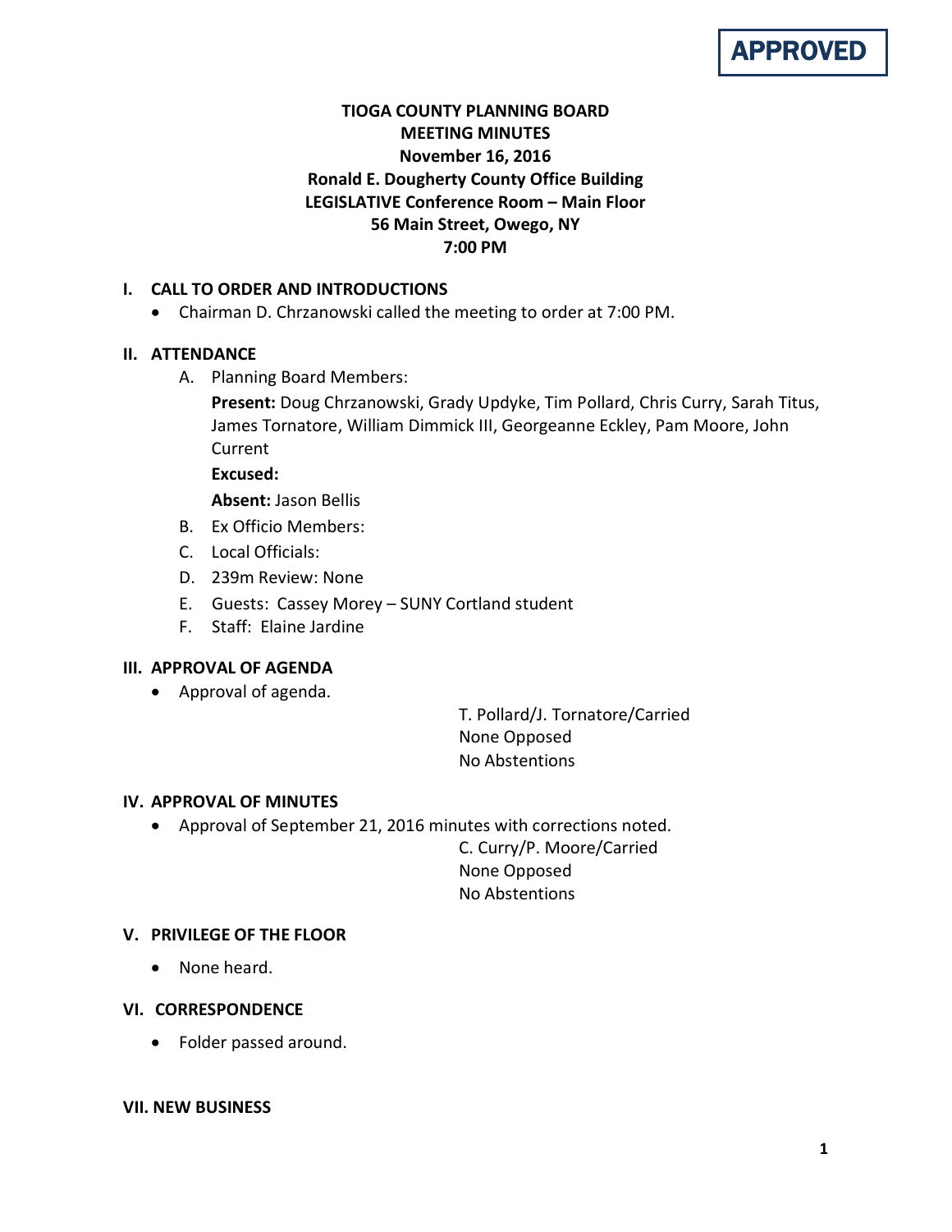**APPROVED**

# TIOGA COUNTY PLANNING BOARD
## MEETING MINUTES
### November 16, 2016
### Ronald E. Dougherty County Office Building
### LEGISLATIVE Conference Room – Main Floor
### 56 Main Street, Owego, NY
### 7:00 PM

## I. CALL TO ORDER AND INTRODUCTIONS

- Chairman D. Chrzanowski called the meeting to order at 7:00 PM.

## II. ATTENDANCE

A. Planning Board Members:

**Present:** Doug Chrzanowski, Grady Updyke, Tim Pollard, Chris Curry, Sarah Titus, James Tornatore, William Dimmick III, Georgeanne Eckley, Pam Moore, John Current

**Excused:**

**Absent:** Jason Bellis

B. Ex Officio Members:

C. Local Officials:

D. 239m Review: None

E. Guests: Cassey Morey – SUNY Cortland student

F. Staff: Elaine Jardine

## III. APPROVAL OF AGENDA

- Approval of agenda.

T. Pollard/J. Tornatore/Carried
None Opposed
No Abstentions

## IV. APPROVAL OF MINUTES

- Approval of September 21, 2016 minutes with corrections noted.

C. Curry/P. Moore/Carried
None Opposed
No Abstentions

## V. PRIVILEGE OF THE FLOOR

- None heard.

## VI. CORRESPONDENCE

- Folder passed around.

## VII. NEW BUSINESS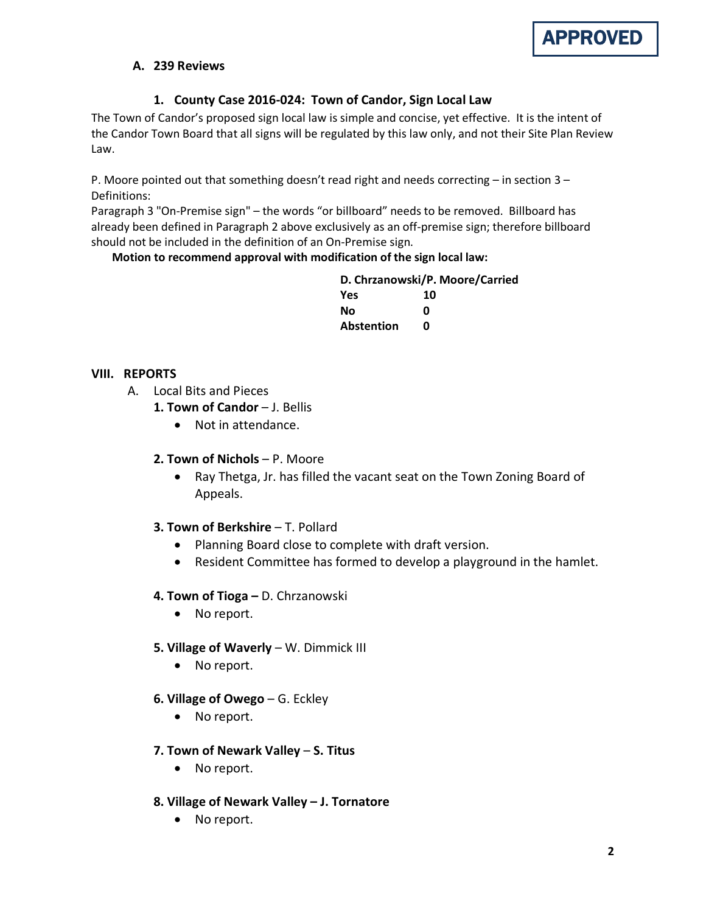**APPROVED**

### A. 239 Reviews

#### 1. County Case 2016-024: Town of Candor, Sign Local Law

The Town of Candor's proposed sign local law is simple and concise, yet effective. It is the intent of the Candor Town Board that all signs will be regulated by this law only, and not their Site Plan Review Law.

P. Moore pointed out that something doesn't read right and needs correcting – in section 3 – Definitions:
Paragraph 3 "On-Premise sign" – the words "or billboard" needs to be removed. Billboard has already been defined in Paragraph 2 above exclusively as an off-premise sign; therefore billboard should not be included in the definition of an On-Premise sign.

**Motion to recommend approval with modification of the sign local law:**

**D. Chrzanowski/P. Moore/Carried**

| | |
|---|---|
| **Yes** | **10** |
| **No** | **0** |
| **Abstention** | **0** |

## VIII. REPORTS

A. Local Bits and Pieces

**1. Town of Candor** – J. Bellis
- Not in attendance.

**2. Town of Nichols** – P. Moore
- Ray Thetga, Jr. has filled the vacant seat on the Town Zoning Board of Appeals.

**3. Town of Berkshire** – T. Pollard
- Planning Board close to complete with draft version.
- Resident Committee has formed to develop a playground in the hamlet.

**4. Town of Tioga –** D. Chrzanowski
- No report.

**5. Village of Waverly** – W. Dimmick III
- No report.

**6. Village of Owego** – G. Eckley
- No report.

**7. Town of Newark Valley** – **S. Titus**
- No report.

**8. Village of Newark Valley – J. Tornatore**
- No report.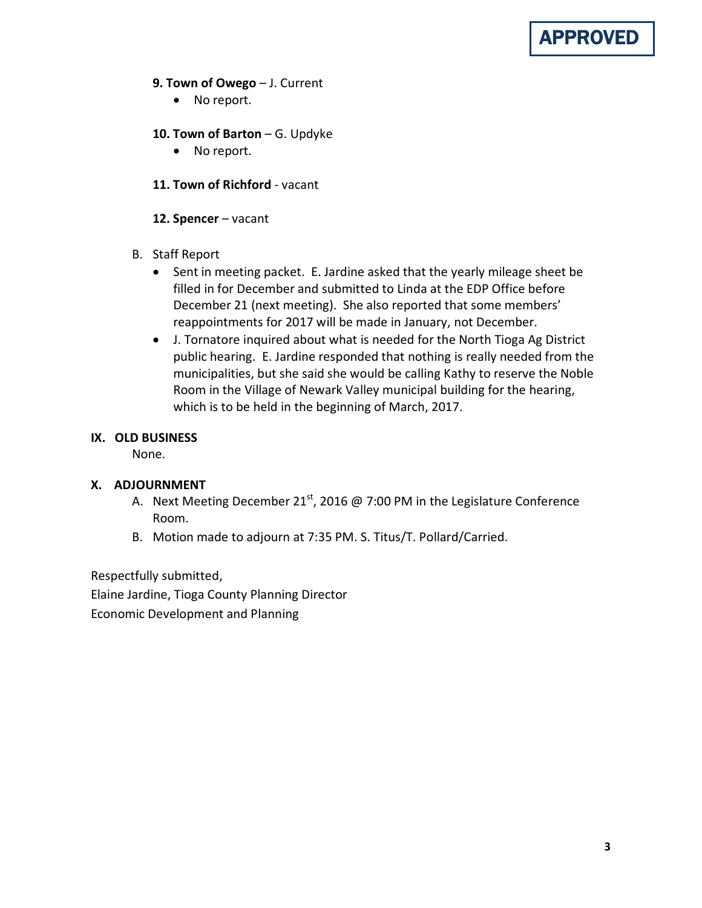**APPROVED**

**9. Town of Owego** – J. Current

- No report.

**10. Town of Barton** – G. Updyke

- No report.

**11. Town of Richford** - vacant

**12. Spencer** – vacant

B. Staff Report

- Sent in meeting packet. E. Jardine asked that the yearly mileage sheet be filled in for December and submitted to Linda at the EDP Office before December 21 (next meeting). She also reported that some members' reappointments for 2017 will be made in January, not December.
- J. Tornatore inquired about what is needed for the North Tioga Ag District public hearing. E. Jardine responded that nothing is really needed from the municipalities, but she said she would be calling Kathy to reserve the Noble Room in the Village of Newark Valley municipal building for the hearing, which is to be held in the beginning of March, 2017.

## IX. OLD BUSINESS

None.

## X. ADJOURNMENT

A. Next Meeting December 21st, 2016 @ 7:00 PM in the Legislature Conference Room.

B. Motion made to adjourn at 7:35 PM. S. Titus/T. Pollard/Carried.

Respectfully submitted,

Elaine Jardine, Tioga County Planning Director

Economic Development and Planning